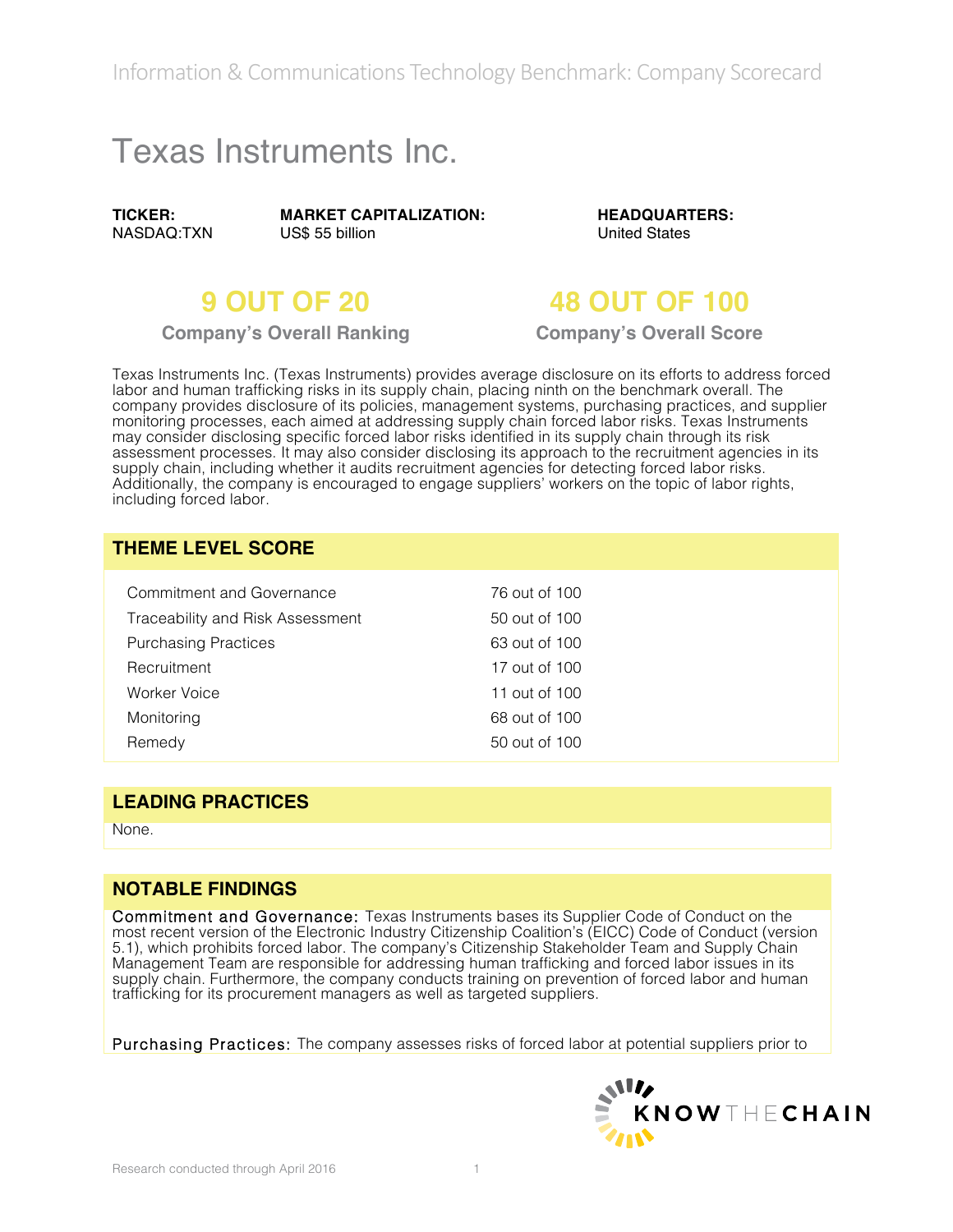Information & Communications Technology Benchmark: Company Scorecard

# Texas Instruments Inc.

**TICKER:** NASDAQ:TXN

**MARKET CAPITALIZATION:** US$ 55 billion

**HEADQUARTERS:** United States

## 9 OUT OF 20
**Company's Overall Ranking**

## 48 OUT OF 100
**Company's Overall Score**

Texas Instruments Inc. (Texas Instruments) provides average disclosure on its efforts to address forced labor and human trafficking risks in its supply chain, placing ninth on the benchmark overall. The company provides disclosure of its policies, management systems, purchasing practices, and supplier monitoring processes, each aimed at addressing supply chain forced labor risks. Texas Instruments may consider disclosing specific forced labor risks identified in its supply chain through its risk assessment processes. It may also consider disclosing its approach to the recruitment agencies in its supply chain, including whether it audits recruitment agencies for detecting forced labor risks. Additionally, the company is encouraged to engage suppliers' workers on the topic of labor rights, including forced labor.

## THEME LEVEL SCORE

| Theme | Score |
| --- | --- |
| Commitment and Governance | 76 out of 100 |
| Traceability and Risk Assessment | 50 out of 100 |
| Purchasing Practices | 63 out of 100 |
| Recruitment | 17 out of 100 |
| Worker Voice | 11 out of 100 |
| Monitoring | 68 out of 100 |
| Remedy | 50 out of 100 |

## LEADING PRACTICES

None.

## NOTABLE FINDINGS

Commitment and Governance: Texas Instruments bases its Supplier Code of Conduct on the most recent version of the Electronic Industry Citizenship Coalition's (EICC) Code of Conduct (version 5.1), which prohibits forced labor. The company's Citizenship Stakeholder Team and Supply Chain Management Team are responsible for addressing human trafficking and forced labor issues in its supply chain. Furthermore, the company conducts training on prevention of forced labor and human trafficking for its procurement managers as well as targeted suppliers.

Purchasing Practices: The company assesses risks of forced labor at potential suppliers prior to

Research conducted through April 2016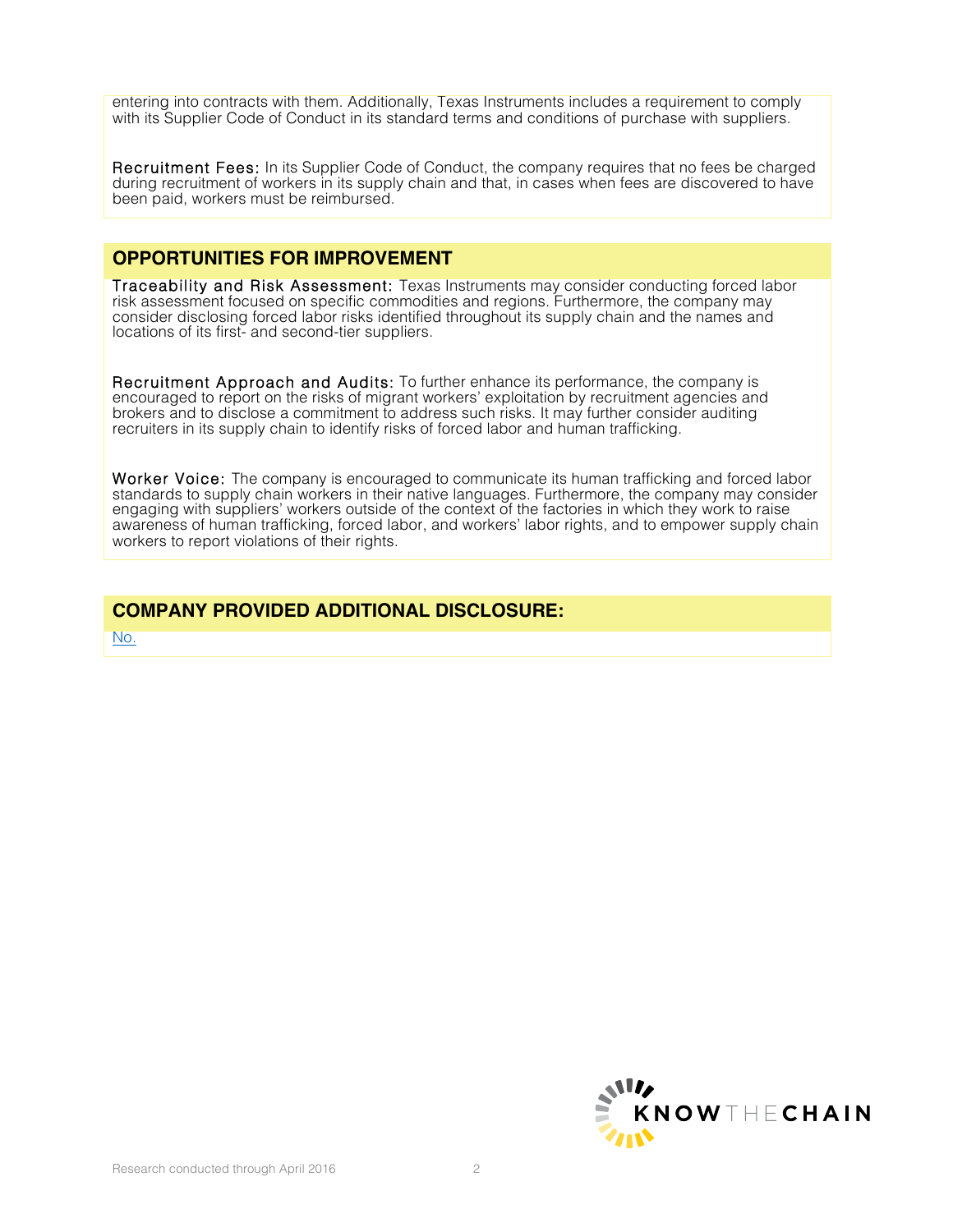entering into contracts with them. Additionally, Texas Instruments includes a requirement to comply with its Supplier Code of Conduct in its standard terms and conditions of purchase with suppliers.

**Recruitment Fees:** In its Supplier Code of Conduct, the company requires that no fees be charged during recruitment of workers in its supply chain and that, in cases when fees are discovered to have been paid, workers must be reimbursed.

## OPPORTUNITIES FOR IMPROVEMENT

**Traceability and Risk Assessment:** Texas Instruments may consider conducting forced labor risk assessment focused on specific commodities and regions. Furthermore, the company may consider disclosing forced labor risks identified throughout its supply chain and the names and locations of its first- and second-tier suppliers.

**Recruitment Approach and Audits:** To further enhance its performance, the company is encouraged to report on the risks of migrant workers' exploitation by recruitment agencies and brokers and to disclose a commitment to address such risks. It may further consider auditing recruiters in its supply chain to identify risks of forced labor and human trafficking.

**Worker Voice:** The company is encouraged to communicate its human trafficking and forced labor standards to supply chain workers in their native languages. Furthermore, the company may consider engaging with suppliers' workers outside of the context of the factories in which they work to raise awareness of human trafficking, forced labor, and workers' labor rights, and to empower supply chain workers to report violations of their rights.

## COMPANY PROVIDED ADDITIONAL DISCLOSURE:

No.

KNOWTHECHAIN

Research conducted through April 2016